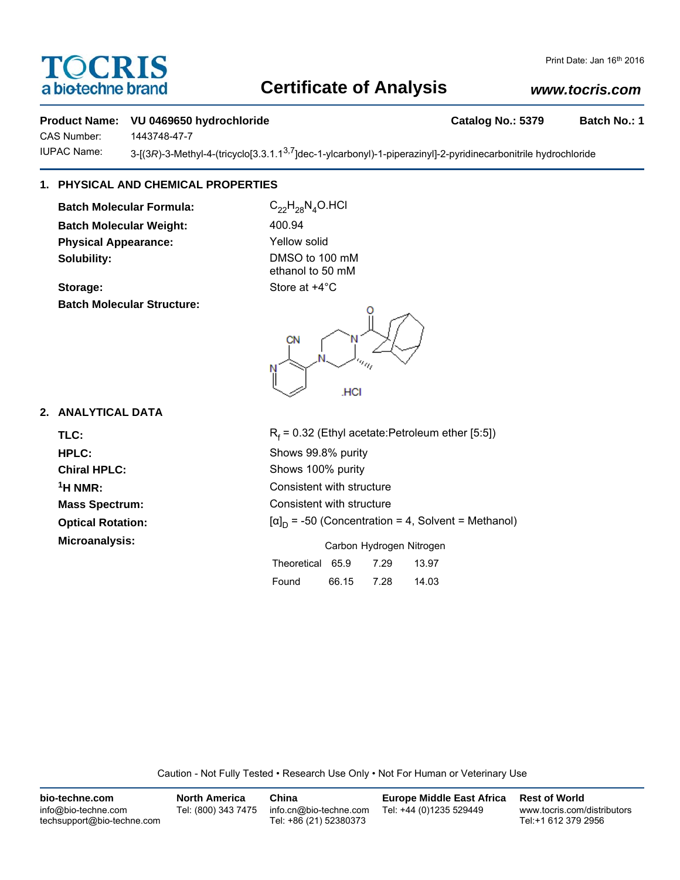TOCRIS
a biotechne brand

Print Date: Jan 16th 2016

# Certificate of Analysis

www.tocris.com

**Product Name:** **VU 0469650 hydrochloride** **Catalog No.: 5379** **Batch No.: 1**

CAS Number: 1443748-47-7

IUPAC Name: 3-[(3*R*)-3-Methyl-4-(tricyclo[3.3.1.1$^{3,7}$]dec-1-ylcarbonyl)-1-piperazinyl]-2-pyridinecarbonitrile hydrochloride

## 1. PHYSICAL AND CHEMICAL PROPERTIES

**Batch Molecular Formula:** $C_{22}H_{28}N_4O.HCl$

**Batch Molecular Weight:** 400.94

**Physical Appearance:** Yellow solid

**Solubility:** DMSO to 100 mM
ethanol to 50 mM

**Storage:** Store at +4°C

**Batch Molecular Structure:**

.HCl

## 2. ANALYTICAL DATA

**TLC:** $R_f$ = 0.32 (Ethyl acetate:Petroleum ether [5:5])

**HPLC:** Shows 99.8% purity

**Chiral HPLC:** Shows 100% purity

**$^1$H NMR:** Consistent with structure

**Mass Spectrum:** Consistent with structure

**Optical Rotation:** $[\alpha]_D$ = -50 (Concentration = 4, Solvent = Methanol)

**Microanalysis:**

| | Carbon | Hydrogen | Nitrogen |
|---|---|---|---|
| Theoretical | 65.9 | 7.29 | 13.97 |
| Found | 66.15 | 7.28 | 14.03 |

Caution - Not Fully Tested • Research Use Only • Not For Human or Veterinary Use

**bio-techne.com**
info@bio-techne.com
techsupport@bio-techne.com

**North America**
Tel: (800) 343 7475

**China**
info.cn@bio-techne.com
Tel: +86 (21) 52380373

**Europe Middle East Africa**
Tel: +44 (0)1235 529449

**Rest of World**
www.tocris.com/distributors
Tel:+1 612 379 2956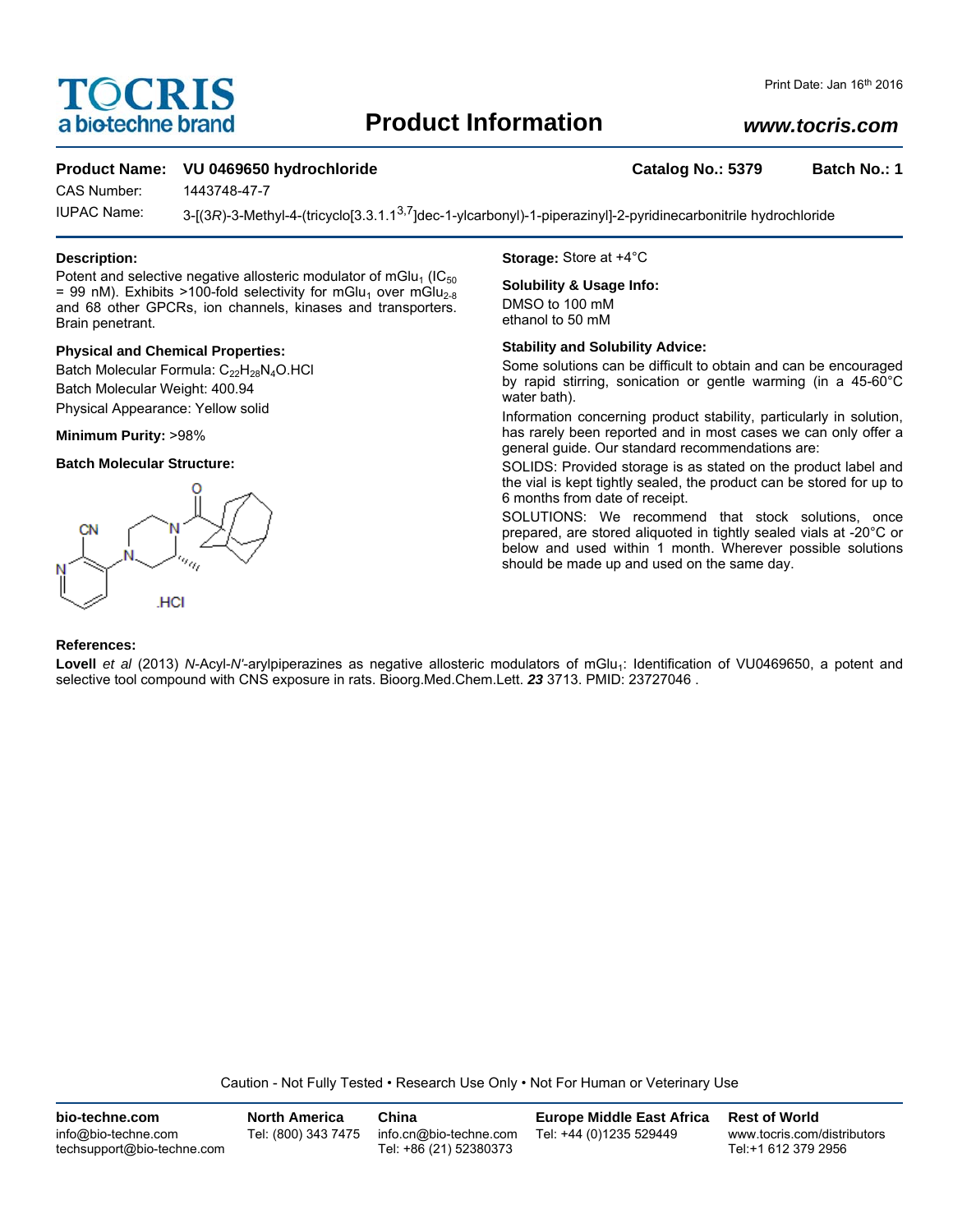# Product Information

Print Date: Jan 16th 2016

**Product Name:** VU 0469650 hydrochloride **Catalog No.: 5379** **Batch No.: 1**

CAS Number: 1443748-47-7

IUPAC Name: 3-[(3*R*)-3-Methyl-4-(tricyclo[3.3.1.1$^{3,7}$]dec-1-ylcarbonyl)-1-piperazinyl]-2-pyridinecarbonitrile hydrochloride

**Description:**

Potent and selective negative allosteric modulator of $mGlu_1$ ($IC_{50}$ = 99 nM). Exhibits >100-fold selectivity for $mGlu_1$ over $mGlu_{2-8}$ and 68 other GPCRs, ion channels, kinases and transporters. Brain penetrant.

**Physical and Chemical Properties:**

Batch Molecular Formula: $C_{22}H_{28}N_4O.HCl$

Batch Molecular Weight: 400.94

Physical Appearance: Yellow solid

**Minimum Purity:** >98%

**Batch Molecular Structure:**

CN

N

N

N

O

.HCl

**Storage:** Store at +4°C

**Solubility & Usage Info:**

DMSO to 100 mM

ethanol to 50 mM

**Stability and Solubility Advice:**

Some solutions can be difficult to obtain and can be encouraged by rapid stirring, sonication or gentle warming (in a 45-60°C water bath).

Information concerning product stability, particularly in solution, has rarely been reported and in most cases we can only offer a general guide. Our standard recommendations are:

SOLIDS: Provided storage is as stated on the product label and the vial is kept tightly sealed, the product can be stored for up to 6 months from date of receipt.

SOLUTIONS: We recommend that stock solutions, once prepared, are stored aliquoted in tightly sealed vials at -20°C or below and used within 1 month. Wherever possible solutions should be made up and used on the same day.

**References:**

**Lovell** *et al* (2013) *N*-Acyl-*N'*-arylpiperazines as negative allosteric modulators of $mGlu_1$: Identification of VU0469650, a potent and selective tool compound with CNS exposure in rats. Bioorg.Med.Chem.Lett. ***23*** 3713. PMID: 23727046 .

Caution - Not Fully Tested • Research Use Only • Not For Human or Veterinary Use

| | | | | |
|---|---|---|---|---|
| **bio-techne.com** | **North America** | **China** | **Europe Middle East Africa** | **Rest of World** |
| info@bio-techne.com | Tel: (800) 343 7475 | info.cn@bio-techne.com | Tel: +44 (0)1235 529449 | www.tocris.com/distributors |
| techsupport@bio-techne.com | | Tel: +86 (21) 52380373 | | Tel:+1 612 379 2956 |